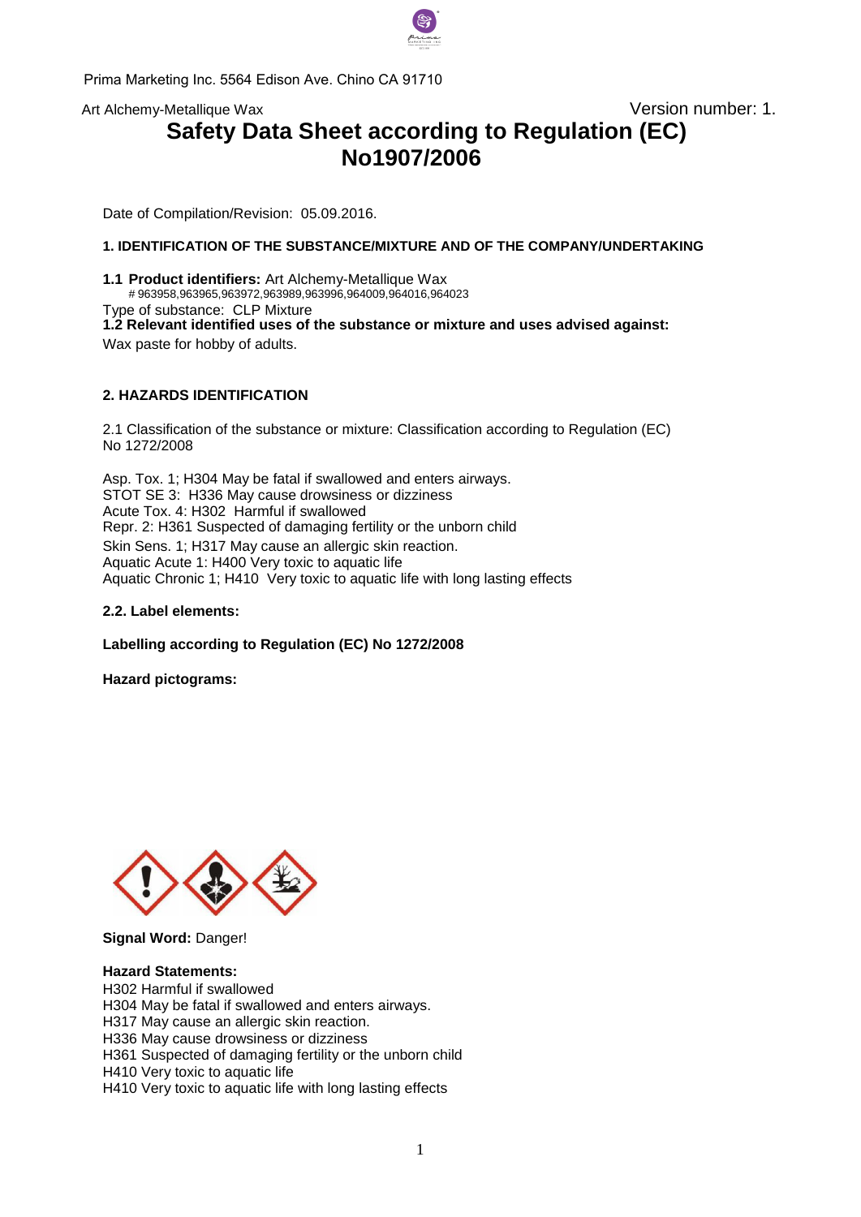Prima Marketing Inc. 5564 Edison Ave. Chino CA 91710

Art Alchemy-Metallique Wax Version number: 1.

# Safety Data Sheet according to Regulation (EC) No1907/2006

Date of Compilation/Revision: 05.09.2016.

## 1. IDENTIFICATION OF THE SUBSTANCE/MIXTURE AND OF THE COMPANY/UNDERTAKING

**1.1 Product identifiers:** Art Alchemy-Metallique Wax
# 963958,963965,963972,963989,963996,964009,964016,964023

Type of substance: CLP Mixture

**1.2 Relevant identified uses of the substance or mixture and uses advised against:**

Wax paste for hobby of adults.

## 2. HAZARDS IDENTIFICATION

2.1 Classification of the substance or mixture: Classification according to Regulation (EC) No 1272/2008

Asp. Tox. 1; H304 May be fatal if swallowed and enters airways.
STOT SE 3: H336 May cause drowsiness or dizziness
Acute Tox. 4: H302 Harmful if swallowed
Repr. 2: H361 Suspected of damaging fertility or the unborn child
Skin Sens. 1; H317 May cause an allergic skin reaction.
Aquatic Acute 1: H400 Very toxic to aquatic life
Aquatic Chronic 1; H410 Very toxic to aquatic life with long lasting effects

**2.2. Label elements:**

**Labelling according to Regulation (EC) No 1272/2008**

**Hazard pictograms:**

**Signal Word:** Danger!

**Hazard Statements:**

H302 Harmful if swallowed
H304 May be fatal if swallowed and enters airways.
H317 May cause an allergic skin reaction.
H336 May cause drowsiness or dizziness
H361 Suspected of damaging fertility or the unborn child
H410 Very toxic to aquatic life
H410 Very toxic to aquatic life with long lasting effects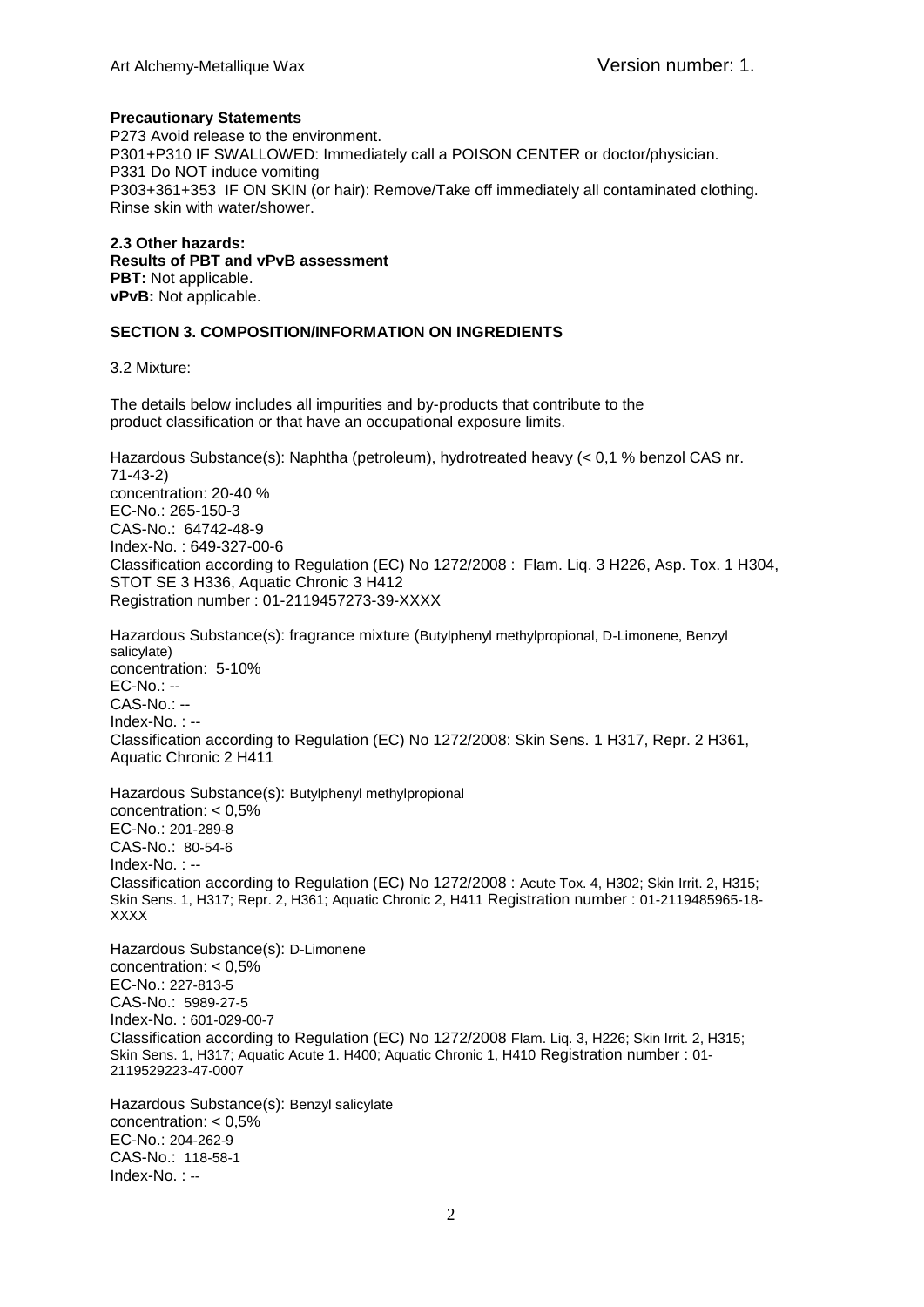**Precautionary Statements**
P273 Avoid release to the environment.
P301+P310 IF SWALLOWED: Immediately call a POISON CENTER or doctor/physician.
P331 Do NOT induce vomiting
P303+361+353 IF ON SKIN (or hair): Remove/Take off immediately all contaminated clothing. Rinse skin with water/shower.

**2.3 Other hazards:**
**Results of PBT and vPvB assessment**
**PBT:** Not applicable.
**vPvB:** Not applicable.

## SECTION 3. COMPOSITION/INFORMATION ON INGREDIENTS

3.2 Mixture:

The details below includes all impurities and by-products that contribute to the product classification or that have an occupational exposure limits.

Hazardous Substance(s): Naphtha (petroleum), hydrotreated heavy (< 0,1 % benzol CAS nr. 71-43-2)
concentration: 20-40 %
EC-No.: 265-150-3
CAS-No.: 64742-48-9
Index-No. : 649-327-00-6
Classification according to Regulation (EC) No 1272/2008 : Flam. Liq. 3 H226, Asp. Tox. 1 H304, STOT SE 3 H336, Aquatic Chronic 3 H412
Registration number : 01-2119457273-39-XXXX

Hazardous Substance(s): fragrance mixture (Butylphenyl methylpropional, D-Limonene, Benzyl salicylate)
concentration: 5-10%
EC-No.: --
CAS-No.: --
Index-No. : --
Classification according to Regulation (EC) No 1272/2008: Skin Sens. 1 H317, Repr. 2 H361, Aquatic Chronic 2 H411

Hazardous Substance(s): Butylphenyl methylpropional
concentration: < 0,5%
EC-No.: 201-289-8
CAS-No.: 80-54-6
Index-No. : --
Classification according to Regulation (EC) No 1272/2008 : Acute Tox. 4, H302; Skin Irrit. 2, H315; Skin Sens. 1, H317; Repr. 2, H361; Aquatic Chronic 2, H411 Registration number : 01-2119485965-18-XXXX

Hazardous Substance(s): D-Limonene
concentration: < 0,5%
EC-No.: 227-813-5
CAS-No.: 5989-27-5
Index-No. : 601-029-00-7
Classification according to Regulation (EC) No 1272/2008 Flam. Liq. 3, H226; Skin Irrit. 2, H315; Skin Sens. 1, H317; Aquatic Acute 1. H400; Aquatic Chronic 1, H410 Registration number : 01-2119529223-47-0007

Hazardous Substance(s): Benzyl salicylate
concentration: < 0,5%
EC-No.: 204-262-9
CAS-No.: 118-58-1
Index-No. : --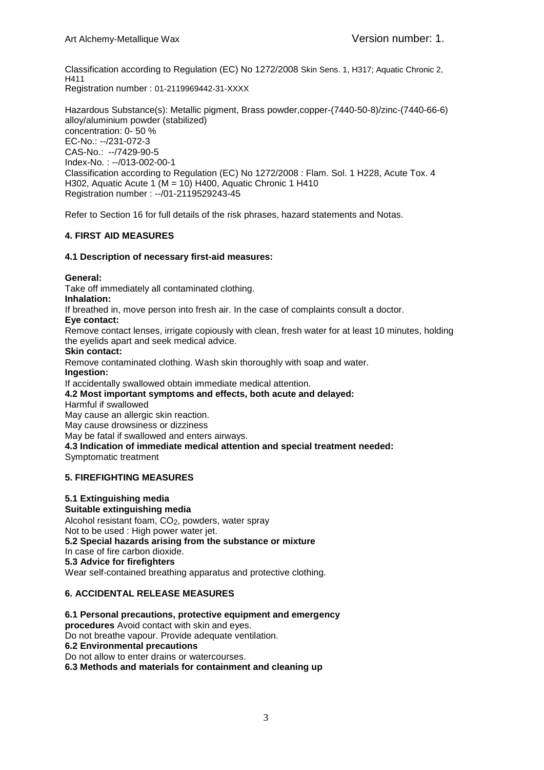Classification according to Regulation (EC) No 1272/2008 Skin Sens. 1, H317; Aquatic Chronic 2, H411
Registration number : 01-2119969442-31-XXXX

Hazardous Substance(s): Metallic pigment, Brass powder,copper-(7440-50-8)/zinc-(7440-66-6) alloy/aluminium powder (stabilized)
concentration: 0- 50 %
EC-No.: --/231-072-3
CAS-No.: --/7429-90-5
Index-No. : --/013-002-00-1
Classification according to Regulation (EC) No 1272/2008 : Flam. Sol. 1 H228, Acute Tox. 4 H302, Aquatic Acute 1 (M = 10) H400, Aquatic Chronic 1 H410
Registration number : --/01-2119529243-45

Refer to Section 16 for full details of the risk phrases, hazard statements and Notas.

## 4. FIRST AID MEASURES

### 4.1 Description of necessary first-aid measures:

**General:**
Take off immediately all contaminated clothing.
**Inhalation:**
If breathed in, move person into fresh air. In the case of complaints consult a doctor.
**Eye contact:**
Remove contact lenses, irrigate copiously with clean, fresh water for at least 10 minutes, holding the eyelids apart and seek medical advice.
**Skin contact:**
Remove contaminated clothing. Wash skin thoroughly with soap and water.
**Ingestion:**
If accidentally swallowed obtain immediate medical attention.

**4.2 Most important symptoms and effects, both acute and delayed:**
Harmful if swallowed
May cause an allergic skin reaction.
May cause drowsiness or dizziness
May be fatal if swallowed and enters airways.

**4.3 Indication of immediate medical attention and special treatment needed:**
Symptomatic treatment

## 5. FIREFIGHTING MEASURES

**5.1 Extinguishing media**
**Suitable extinguishing media**
Alcohol resistant foam, $CO_2$, powders, water spray
Not to be used : High power water jet.

**5.2 Special hazards arising from the substance or mixture**
In case of fire carbon dioxide.

**5.3 Advice for firefighters**
Wear self-contained breathing apparatus and protective clothing.

## 6. ACCIDENTAL RELEASE MEASURES

**6.1 Personal precautions, protective equipment and emergency procedures** Avoid contact with skin and eyes.
Do not breathe vapour. Provide adequate ventilation.

**6.2 Environmental precautions**
Do not allow to enter drains or watercourses.

**6.3 Methods and materials for containment and cleaning up**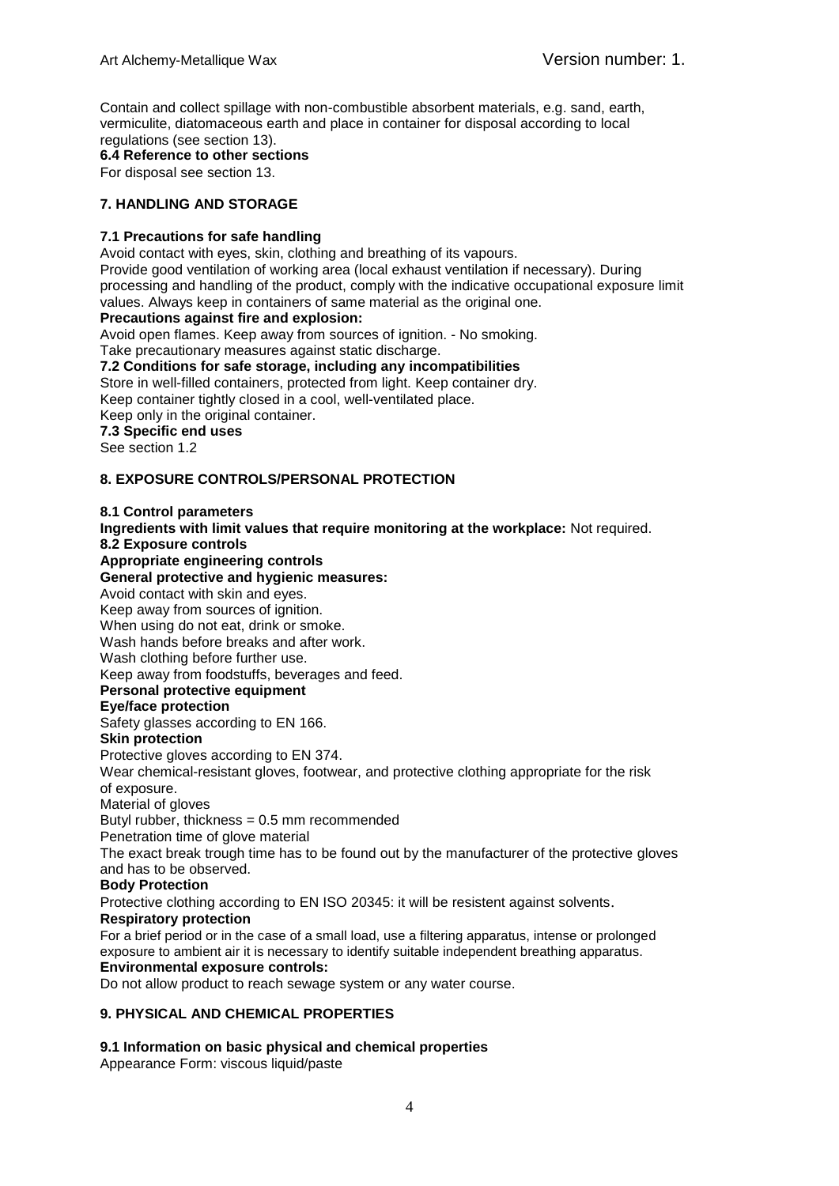Contain and collect spillage with non-combustible absorbent materials, e.g. sand, earth, vermiculite, diatomaceous earth and place in container for disposal according to local regulations (see section 13).

**6.4 Reference to other sections**

For disposal see section 13.

## 7. HANDLING AND STORAGE

**7.1 Precautions for safe handling**

Avoid contact with eyes, skin, clothing and breathing of its vapours.
Provide good ventilation of working area (local exhaust ventilation if necessary). During processing and handling of the product, comply with the indicative occupational exposure limit values. Always keep in containers of same material as the original one.

**Precautions against fire and explosion:**

Avoid open flames. Keep away from sources of ignition. - No smoking.
Take precautionary measures against static discharge.

**7.2 Conditions for safe storage, including any incompatibilities**

Store in well-filled containers, protected from light. Keep container dry.
Keep container tightly closed in a cool, well-ventilated place.
Keep only in the original container.

**7.3 Specific end uses**

See section 1.2

## 8. EXPOSURE CONTROLS/PERSONAL PROTECTION

**8.1 Control parameters**

**Ingredients with limit values that require monitoring at the workplace:** Not required.

**8.2 Exposure controls**

**Appropriate engineering controls**

**General protective and hygienic measures:**

Avoid contact with skin and eyes.
Keep away from sources of ignition.
When using do not eat, drink or smoke.
Wash hands before breaks and after work.
Wash clothing before further use.
Keep away from foodstuffs, beverages and feed.

**Personal protective equipment**

**Eye/face protection**

Safety glasses according to EN 166.

**Skin protection**

Protective gloves according to EN 374.
Wear chemical-resistant gloves, footwear, and protective clothing appropriate for the risk of exposure.
Material of gloves
Butyl rubber, thickness = 0.5 mm recommended
Penetration time of glove material
The exact break trough time has to be found out by the manufacturer of the protective gloves and has to be observed.

**Body Protection**

Protective clothing according to EN ISO 20345: it will be resistent against solvents.

**Respiratory protection**

For a brief period or in the case of a small load, use a filtering apparatus, intense or prolonged exposure to ambient air it is necessary to identify suitable independent breathing apparatus.

**Environmental exposure controls:**

Do not allow product to reach sewage system or any water course.

## 9. PHYSICAL AND CHEMICAL PROPERTIES

**9.1 Information on basic physical and chemical properties**

Appearance Form: viscous liquid/paste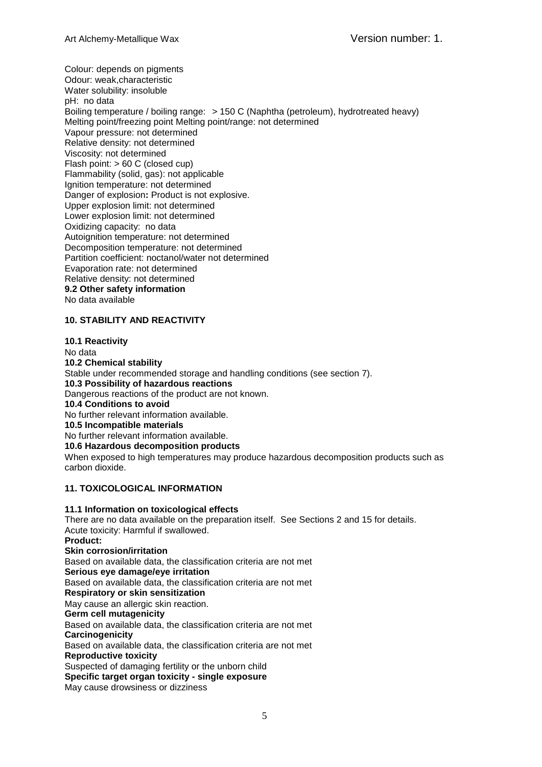Colour: depends on pigments
Odour: weak,characteristic
Water solubility: insoluble
pH: no data
Boiling temperature / boiling range: > 150 C (Naphtha (petroleum), hydrotreated heavy)
Melting point/freezing point Melting point/range: not determined
Vapour pressure: not determined
Relative density: not determined
Viscosity: not determined
Flash point: > 60 C (closed cup)
Flammability (solid, gas): not applicable
Ignition temperature: not determined
Danger of explosion**:** Product is not explosive.
Upper explosion limit: not determined
Lower explosion limit: not determined
Oxidizing capacity: no data
Autoignition temperature: not determined
Decomposition temperature: not determined
Partition coefficient: noctanol/water not determined
Evaporation rate: not determined
Relative density: not determined

**9.2 Other safety information**

No data available

## 10. STABILITY AND REACTIVITY

**10.1 Reactivity**

No data

**10.2 Chemical stability**

Stable under recommended storage and handling conditions (see section 7).

**10.3 Possibility of hazardous reactions**

Dangerous reactions of the product are not known.

**10.4 Conditions to avoid**

No further relevant information available.

**10.5 Incompatible materials**

No further relevant information available.

**10.6 Hazardous decomposition products**

When exposed to high temperatures may produce hazardous decomposition products such as carbon dioxide.

## 11. TOXICOLOGICAL INFORMATION

**11.1 Information on toxicological effects**

There are no data available on the preparation itself. See Sections 2 and 15 for details.
Acute toxicity: Harmful if swallowed.

**Product:**

**Skin corrosion/irritation**

Based on available data, the classification criteria are not met

**Serious eye damage/eye irritation**

Based on available data, the classification criteria are not met

**Respiratory or skin sensitization**

May cause an allergic skin reaction.

**Germ cell mutagenicity**

Based on available data, the classification criteria are not met

**Carcinogenicity**

Based on available data, the classification criteria are not met

**Reproductive toxicity**

Suspected of damaging fertility or the unborn child

**Specific target organ toxicity - single exposure**

May cause drowsiness or dizziness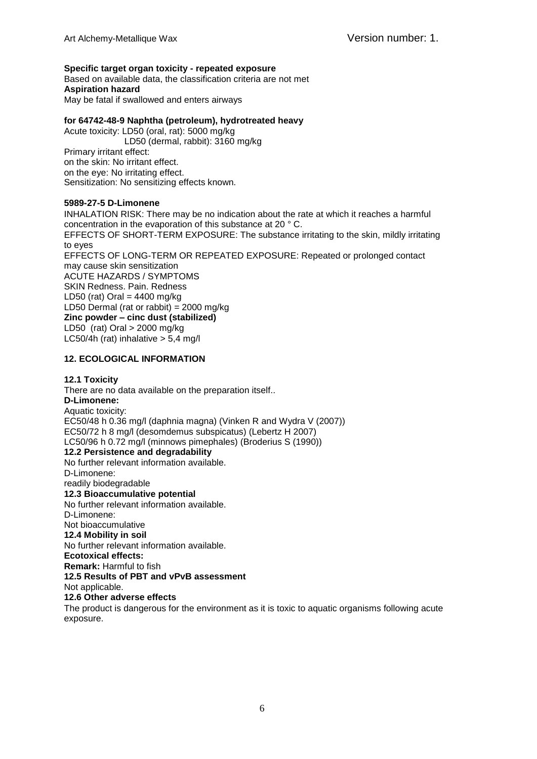**Specific target organ toxicity - repeated exposure**
Based on available data, the classification criteria are not met
**Aspiration hazard**
May be fatal if swallowed and enters airways

**for 64742-48-9 Naphtha (petroleum), hydrotreated heavy**
Acute toxicity: LD50 (oral, rat): 5000 mg/kg
LD50 (dermal, rabbit): 3160 mg/kg
Primary irritant effect:
on the skin: No irritant effect.
on the eye: No irritating effect.
Sensitization: No sensitizing effects known.

**5989-27-5 D-Limonene**
INHALATION RISK: There may be no indication about the rate at which it reaches a harmful concentration in the evaporation of this substance at 20 ° C.
EFFECTS OF SHORT-TERM EXPOSURE: The substance irritating to the skin, mildly irritating to eyes
EFFECTS OF LONG-TERM OR REPEATED EXPOSURE: Repeated or prolonged contact may cause skin sensitization
ACUTE HAZARDS / SYMPTOMS
SKIN Redness. Pain. Redness
LD50 (rat) Oral = 4400 mg/kg
LD50 Dermal (rat or rabbit) = 2000 mg/kg
**Zinc powder – cinc dust (stabilized)**
LD50 (rat) Oral > 2000 mg/kg
LC50/4h (rat) inhalative > 5,4 mg/l

## 12. ECOLOGICAL INFORMATION

**12.1 Toxicity**
There are no data available on the preparation itself..
**D-Limonene:**
Aquatic toxicity:
EC50/48 h 0.36 mg/l (daphnia magna) (Vinken R and Wydra V (2007))
EC50/72 h 8 mg/l (desomdemus subspicatus) (Lebertz H 2007)
LC50/96 h 0.72 mg/l (minnows pimephales) (Broderius S (1990))
**12.2 Persistence and degradability**
No further relevant information available.
D-Limonene:
readily biodegradable
**12.3 Bioaccumulative potential**
No further relevant information available.
D-Limonene:
Not bioaccumulative
**12.4 Mobility in soil**
No further relevant information available.
**Ecotoxical effects:**
**Remark:** Harmful to fish
**12.5 Results of PBT and vPvB assessment**
Not applicable.
**12.6 Other adverse effects**
The product is dangerous for the environment as it is toxic to aquatic organisms following acute exposure.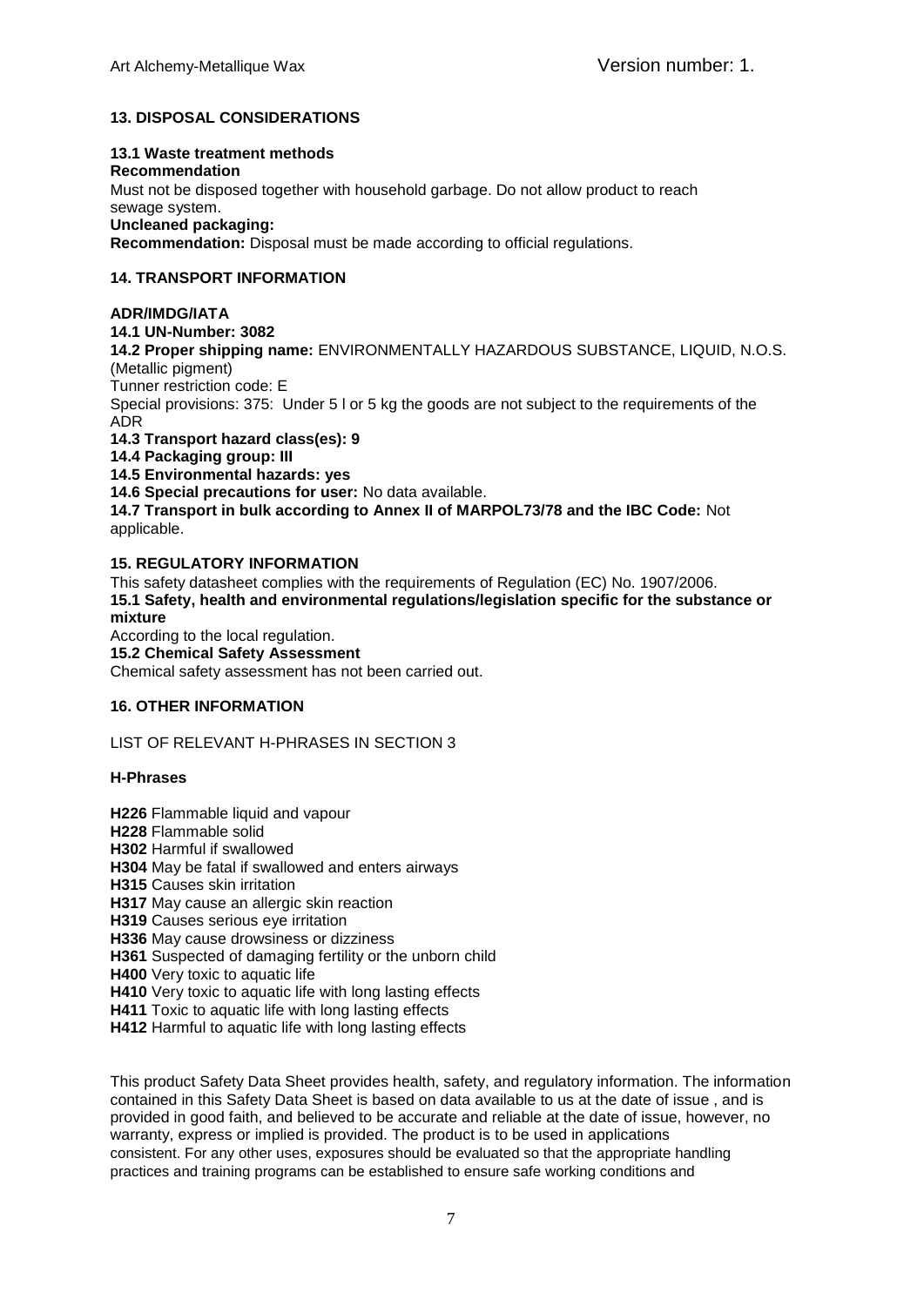## 13. DISPOSAL CONSIDERATIONS

### 13.1 Waste treatment methods

**Recommendation**

Must not be disposed together with household garbage. Do not allow product to reach sewage system.

**Uncleaned packaging:**

**Recommendation:** Disposal must be made according to official regulations.

## 14. TRANSPORT INFORMATION

**ADR/IMDG/IATA**

**14.1 UN-Number: 3082**

**14.2 Proper shipping name:** ENVIRONMENTALLY HAZARDOUS SUBSTANCE, LIQUID, N.O.S. (Metallic pigment)

Tunner restriction code: E

Special provisions: 375: Under 5 l or 5 kg the goods are not subject to the requirements of the ADR

**14.3 Transport hazard class(es): 9**

**14.4 Packaging group: III**

**14.5 Environmental hazards: yes**

**14.6 Special precautions for user:** No data available.

**14.7 Transport in bulk according to Annex II of MARPOL73/78 and the IBC Code:** Not applicable.

## 15. REGULATORY INFORMATION

This safety datasheet complies with the requirements of Regulation (EC) No. 1907/2006.

**15.1 Safety, health and environmental regulations/legislation specific for the substance or mixture**

According to the local regulation.

**15.2 Chemical Safety Assessment**

Chemical safety assessment has not been carried out.

## 16. OTHER INFORMATION

LIST OF RELEVANT H-PHRASES IN SECTION 3

**H-Phrases**

**H226** Flammable liquid and vapour
**H228** Flammable solid
**H302** Harmful if swallowed
**H304** May be fatal if swallowed and enters airways
**H315** Causes skin irritation
**H317** May cause an allergic skin reaction
**H319** Causes serious eye irritation
**H336** May cause drowsiness or dizziness
**H361** Suspected of damaging fertility or the unborn child
**H400** Very toxic to aquatic life
**H410** Very toxic to aquatic life with long lasting effects
**H411** Toxic to aquatic life with long lasting effects
**H412** Harmful to aquatic life with long lasting effects

This product Safety Data Sheet provides health, safety, and regulatory information. The information contained in this Safety Data Sheet is based on data available to us at the date of issue , and is provided in good faith, and believed to be accurate and reliable at the date of issue, however, no warranty, express or implied is provided. The product is to be used in applications consistent. For any other uses, exposures should be evaluated so that the appropriate handling practices and training programs can be established to ensure safe working conditions and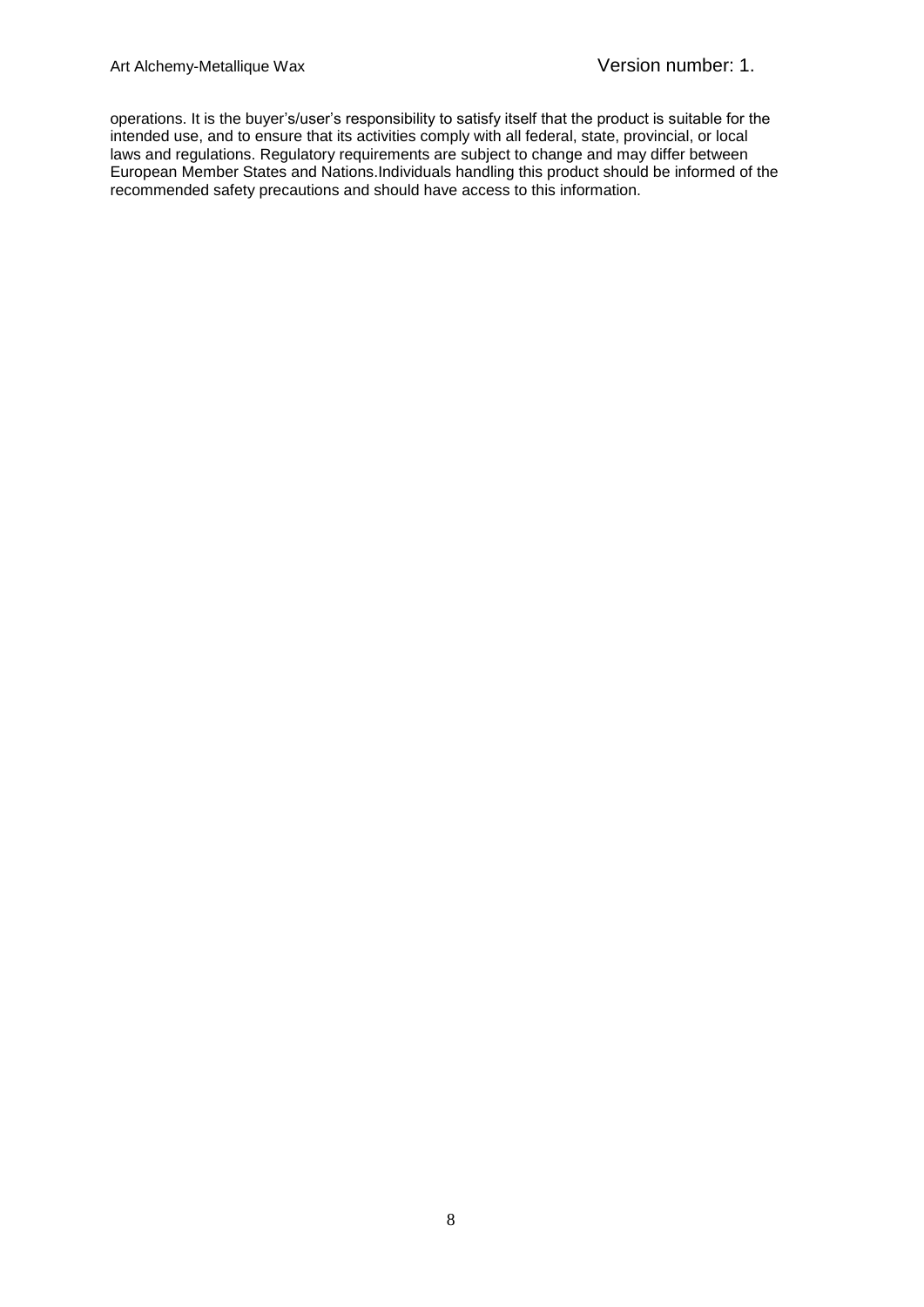operations. It is the buyer's/user's responsibility to satisfy itself that the product is suitable for the intended use, and to ensure that its activities comply with all federal, state, provincial, or local laws and regulations. Regulatory requirements are subject to change and may differ between European Member States and Nations.Individuals handling this product should be informed of the recommended safety precautions and should have access to this information.